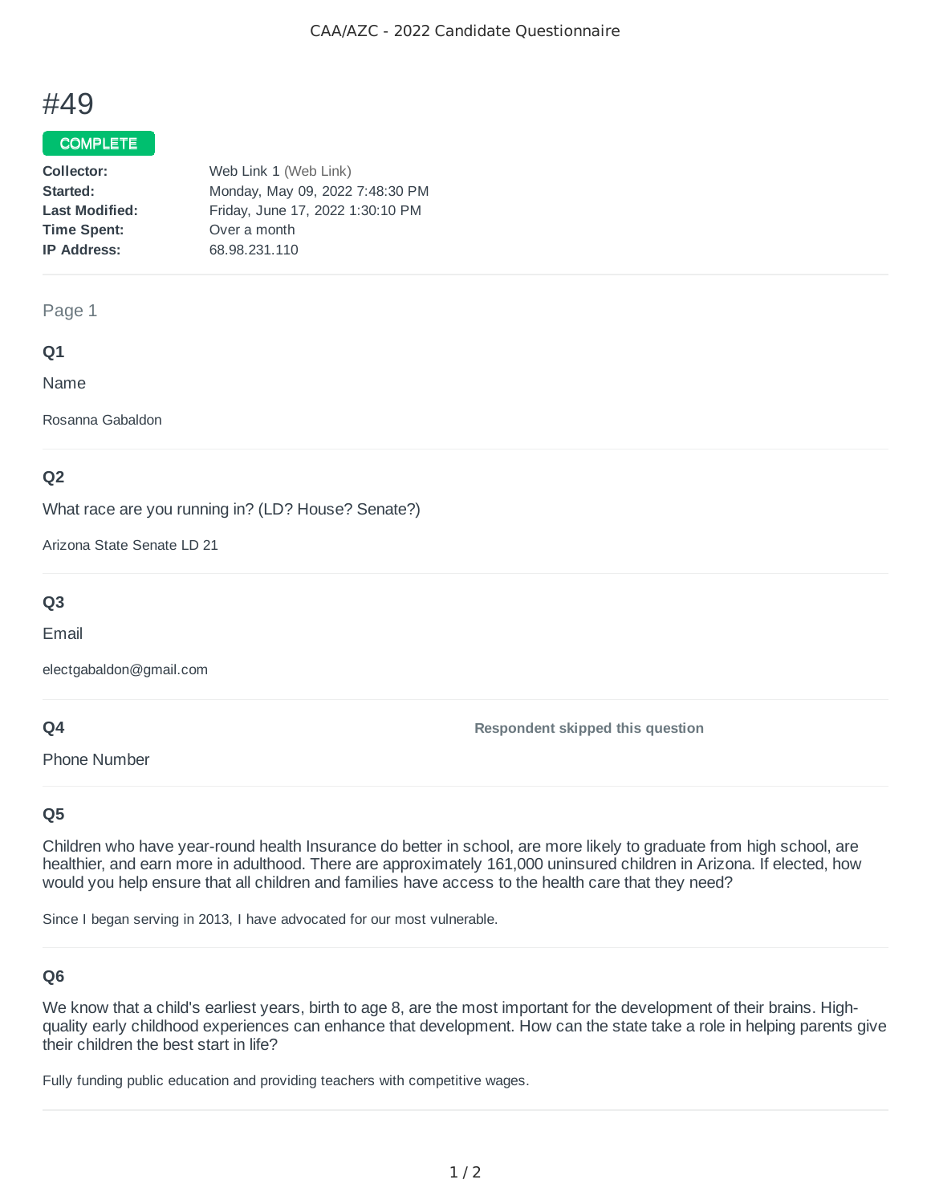CAA/AZC - 2022 Candidate Questionnaire

# #49

**COMPLETE**

| | |
|---|---|
| **Collector:** | Web Link 1 (Web Link) |
| **Started:** | Monday, May 09, 2022 7:48:30 PM |
| **Last Modified:** | Friday, June 17, 2022 1:30:10 PM |
| **Time Spent:** | Over a month |
| **IP Address:** | 68.98.231.110 |

## Page 1

### Q1

Name

Rosanna Gabaldon

### Q2

What race are you running in? (LD? House? Senate?)

Arizona State Senate LD 21

### Q3

Email

electgabaldon@gmail.com

### Q4

Phone Number

**Respondent skipped this question**

### Q5

Children who have year-round health Insurance do better in school, are more likely to graduate from high school, are healthier, and earn more in adulthood. There are approximately 161,000 uninsured children in Arizona. If elected, how would you help ensure that all children and families have access to the health care that they need?

Since I began serving in 2013, I have advocated for our most vulnerable.

### Q6

We know that a child's earliest years, birth to age 8, are the most important for the development of their brains. High-quality early childhood experiences can enhance that development. How can the state take a role in helping parents give their children the best start in life?

Fully funding public education and providing teachers with competitive wages.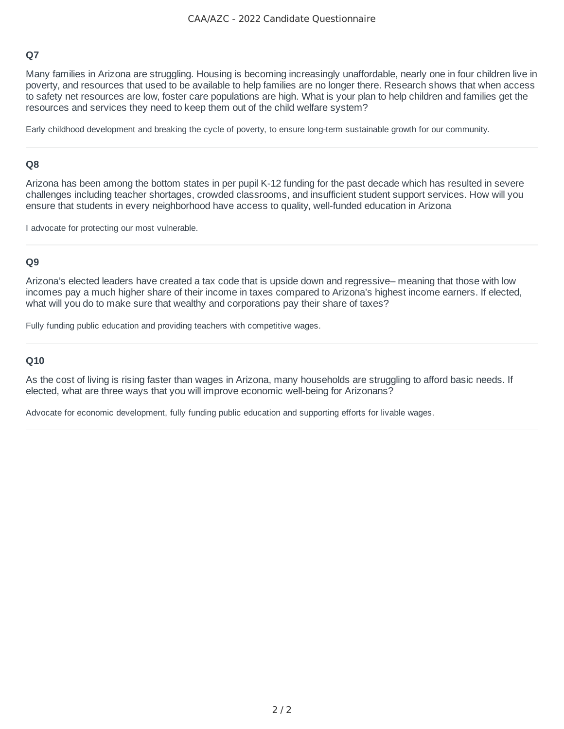## Q7

Many families in Arizona are struggling. Housing is becoming increasingly unaffordable, nearly one in four children live in poverty, and resources that used to be available to help families are no longer there. Research shows that when access to safety net resources are low, foster care populations are high. What is your plan to help children and families get the resources and services they need to keep them out of the child welfare system?

Early childhood development and breaking the cycle of poverty, to ensure long-term sustainable growth for our community.

## Q8

Arizona has been among the bottom states in per pupil K-12 funding for the past decade which has resulted in severe challenges including teacher shortages, crowded classrooms, and insufficient student support services. How will you ensure that students in every neighborhood have access to quality, well-funded education in Arizona

I advocate for protecting our most vulnerable.

## Q9

Arizona's elected leaders have created a tax code that is upside down and regressive– meaning that those with low incomes pay a much higher share of their income in taxes compared to Arizona's highest income earners. If elected, what will you do to make sure that wealthy and corporations pay their share of taxes?

Fully funding public education and providing teachers with competitive wages.

## Q10

As the cost of living is rising faster than wages in Arizona, many households are struggling to afford basic needs. If elected, what are three ways that you will improve economic well-being for Arizonans?

Advocate for economic development, fully funding public education and supporting efforts for livable wages.